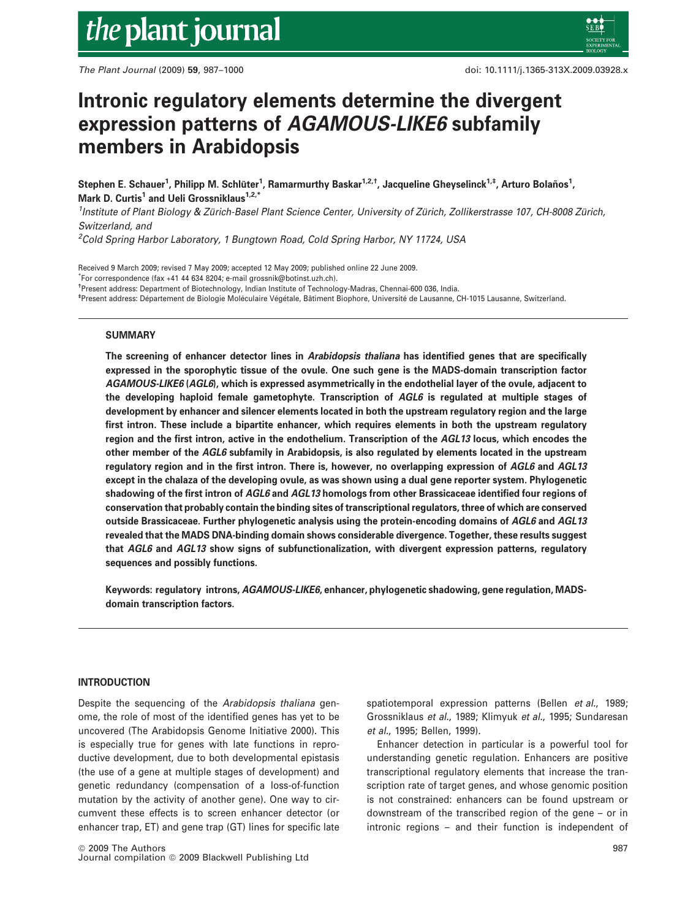# Intronic regulatory elements determine the divergent expression patterns of *AGAMOUS-LIKE6* subfamily members in Arabidopsis

**Stephen E. Schauer[1], Philipp M. Schlüter[1], Ramarmurthy Baskar[1,2,†], Jacqueline Gheyselinck[1,‡], Arturo Bolaños[1], Mark D. Curtis[1] and Ueli Grossniklaus[1,2,*]**

[1]*Institute of Plant Biology & Zürich-Basel Plant Science Center, University of Zürich, Zollikerstrasse 107, CH-8008 Zürich, Switzerland, and*

[2]*Cold Spring Harbor Laboratory, 1 Bungtown Road, Cold Spring Harbor, NY 11724, USA*

Received 9 March 2009; revised 7 May 2009; accepted 12 May 2009; published online 22 June 2009.

*For correspondence (fax +41 44 634 8204; e-mail grossnik@botinst.uzh.ch).

†Present address: Department of Biotechnology, Indian Institute of Technology-Madras, Chennai-600 036, India.

‡Present address: Département de Biologie Moléculaire Végétale, Bâtiment Biophore, Université de Lausanne, CH-1015 Lausanne, Switzerland.

## SUMMARY

**The screening of enhancer detector lines in *Arabidopsis thaliana* has identified genes that are specifically expressed in the sporophytic tissue of the ovule. One such gene is the MADS-domain transcription factor *AGAMOUS-LIKE6* (*AGL6*), which is expressed asymmetrically in the endothelial layer of the ovule, adjacent to the developing haploid female gametophyte. Transcription of *AGL6* is regulated at multiple stages of development by enhancer and silencer elements located in both the upstream regulatory region and the large first intron. These include a bipartite enhancer, which requires elements in both the upstream regulatory region and the first intron, active in the endothelium. Transcription of the *AGL13* locus, which encodes the other member of the *AGL6* subfamily in Arabidopsis, is also regulated by elements located in the upstream regulatory region and in the first intron. There is, however, no overlapping expression of *AGL6* and *AGL13* except in the chalaza of the developing ovule, as was shown using a dual gene reporter system. Phylogenetic shadowing of the first intron of *AGL6* and *AGL13* homologs from other Brassicaceae identified four regions of conservation that probably contain the binding sites of transcriptional regulators, three of which are conserved outside Brassicaceae. Further phylogenetic analysis using the protein-encoding domains of *AGL6* and *AGL13* revealed that the MADS DNA-binding domain shows considerable divergence. Together, these results suggest that *AGL6* and *AGL13* show signs of subfunctionalization, with divergent expression patterns, regulatory sequences and possibly functions.**

**Keywords: regulatory introns, *AGAMOUS-LIKE6*, enhancer, phylogenetic shadowing, gene regulation, MADS-domain transcription factors.**

## INTRODUCTION

Despite the sequencing of the *Arabidopsis thaliana* genome, the role of most of the identified genes has yet to be uncovered (The Arabidopsis Genome Initiative 2000). This is especially true for genes with late functions in reproductive development, due to both developmental epistasis (the use of a gene at multiple stages of development) and genetic redundancy (compensation of a loss-of-function mutation by the activity of another gene). One way to circumvent these effects is to screen enhancer detector (or enhancer trap, ET) and gene trap (GT) lines for specific late spatiotemporal expression patterns (Bellen *et al.*, 1989; Grossniklaus *et al.*, 1989; Klimyuk *et al.*, 1995; Sundaresan *et al.*, 1995; Bellen, 1999).

Enhancer detection in particular is a powerful tool for understanding genetic regulation. Enhancers are positive transcriptional regulatory elements that increase the transcription rate of target genes, and whose genomic position is not constrained: enhancers can be found upstream or downstream of the transcribed region of the gene – or in intronic regions – and their function is independent of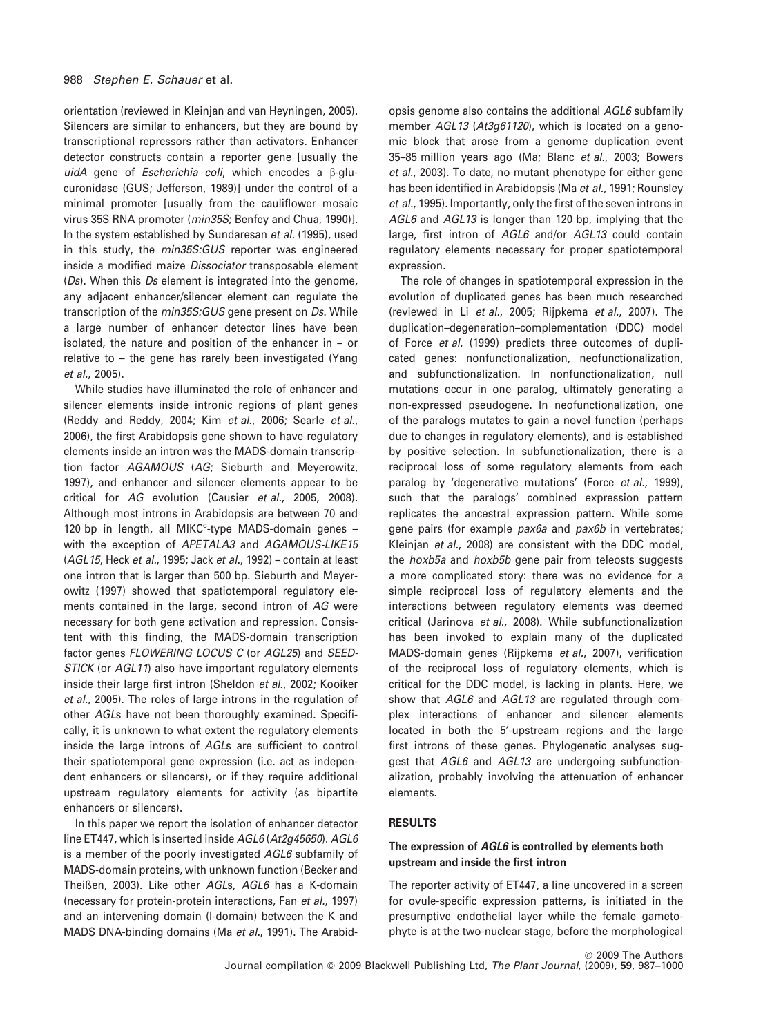orientation (reviewed in Kleinjan and van Heyningen, 2005). Silencers are similar to enhancers, but they are bound by transcriptional repressors rather than activators. Enhancer detector constructs contain a reporter gene [usually the *uidA* gene of *Escherichia coli*, which encodes a β-glucuronidase (GUS; Jefferson, 1989)] under the control of a minimal promoter [usually from the cauliflower mosaic virus 35S RNA promoter (*min35S*; Benfey and Chua, 1990)]. In the system established by Sundaresan *et al.* (1995), used in this study, the *min35S:GUS* reporter was engineered inside a modified maize *Dissociator* transposable element (*Ds*). When this *Ds* element is integrated into the genome, any adjacent enhancer/silencer element can regulate the transcription of the *min35S:GUS* gene present on *Ds*. While a large number of enhancer detector lines have been isolated, the nature and position of the enhancer in – or relative to – the gene has rarely been investigated (Yang *et al.*, 2005).

While studies have illuminated the role of enhancer and silencer elements inside intronic regions of plant genes (Reddy and Reddy, 2004; Kim *et al.*, 2006; Searle *et al.*, 2006), the first Arabidopsis gene shown to have regulatory elements inside an intron was the MADS-domain transcription factor *AGAMOUS* (*AG*; Sieburth and Meyerowitz, 1997), and enhancer and silencer elements appear to be critical for *AG* evolution (Causier *et al.*, 2005, 2008). Although most introns in Arabidopsis are between 70 and 120 bp in length, all MIKC$^c$-type MADS-domain genes – with the exception of *APETALA3* and *AGAMOUS-LIKE15* (*AGL15*, Heck *et al.*, 1995; Jack *et al.*, 1992) – contain at least one intron that is larger than 500 bp. Sieburth and Meyerowitz (1997) showed that spatiotemporal regulatory elements contained in the large, second intron of *AG* were necessary for both gene activation and repression. Consistent with this finding, the MADS-domain transcription factor genes *FLOWERING LOCUS C* (or *AGL25*) and *SEEDSTICK* (or *AGL11*) also have important regulatory elements inside their large first intron (Sheldon *et al.*, 2002; Kooiker *et al.*, 2005). The roles of large introns in the regulation of other *AGL*s have not been thoroughly examined. Specifically, it is unknown to what extent the regulatory elements inside the large introns of *AGL*s are sufficient to control their spatiotemporal gene expression (i.e. act as independent enhancers or silencers), or if they require additional upstream regulatory elements for activity (as bipartite enhancers or silencers).

In this paper we report the isolation of enhancer detector line ET447, which is inserted inside *AGL6* (*At2g45650*). *AGL6* is a member of the poorly investigated *AGL6* subfamily of MADS-domain proteins, with unknown function (Becker and Theißen, 2003). Like other *AGL*s, *AGL6* has a K-domain (necessary for protein-protein interactions, Fan *et al.*, 1997) and an intervening domain (I-domain) between the K and MADS DNA-binding domains (Ma *et al.*, 1991). The Arabidopsis genome also contains the additional *AGL6* subfamily member *AGL13* (*At3g61120*), which is located on a genomic block that arose from a genome duplication event 35–85 million years ago (Ma; Blanc *et al.*, 2003; Bowers *et al.*, 2003). To date, no mutant phenotype for either gene has been identified in Arabidopsis (Ma *et al.*, 1991; Rounsley *et al.*, 1995). Importantly, only the first of the seven introns in *AGL6* and *AGL13* is longer than 120 bp, implying that the large, first intron of *AGL6* and/or *AGL13* could contain regulatory elements necessary for proper spatiotemporal expression.

The role of changes in spatiotemporal expression in the evolution of duplicated genes has been much researched (reviewed in Li *et al.*, 2005; Rijpkema *et al.*, 2007). The duplication–degeneration–complementation (DDC) model of Force *et al.* (1999) predicts three outcomes of duplicated genes: nonfunctionalization, neofunctionalization, and subfunctionalization. In nonfunctionalization, null mutations occur in one paralog, ultimately generating a non-expressed pseudogene. In neofunctionalization, one of the paralogs mutates to gain a novel function (perhaps due to changes in regulatory elements), and is established by positive selection. In subfunctionalization, there is a reciprocal loss of some regulatory elements from each paralog by 'degenerative mutations' (Force *et al.*, 1999), such that the paralogs' combined expression pattern replicates the ancestral expression pattern. While some gene pairs (for example *pax6a* and *pax6b* in vertebrates; Kleinjan *et al.*, 2008) are consistent with the DDC model, the *hoxb5a* and *hoxb5b* gene pair from teleosts suggests a more complicated story: there was no evidence for a simple reciprocal loss of regulatory elements and the interactions between regulatory elements was deemed critical (Jarinova *et al.*, 2008). While subfunctionalization has been invoked to explain many of the duplicated MADS-domain genes (Rijpkema *et al.*, 2007), verification of the reciprocal loss of regulatory elements, which is critical for the DDC model, is lacking in plants. Here, we show that *AGL6* and *AGL13* are regulated through complex interactions of enhancer and silencer elements located in both the 5′-upstream regions and the large first introns of these genes. Phylogenetic analyses suggest that *AGL6* and *AGL13* are undergoing subfunctionalization, probably involving the attenuation of enhancer elements.

## RESULTS

### The expression of *AGL6* is controlled by elements both upstream and inside the first intron

The reporter activity of ET447, a line uncovered in a screen for ovule-specific expression patterns, is initiated in the presumptive endothelial layer while the female gametophyte is at the two-nuclear stage, before the morphological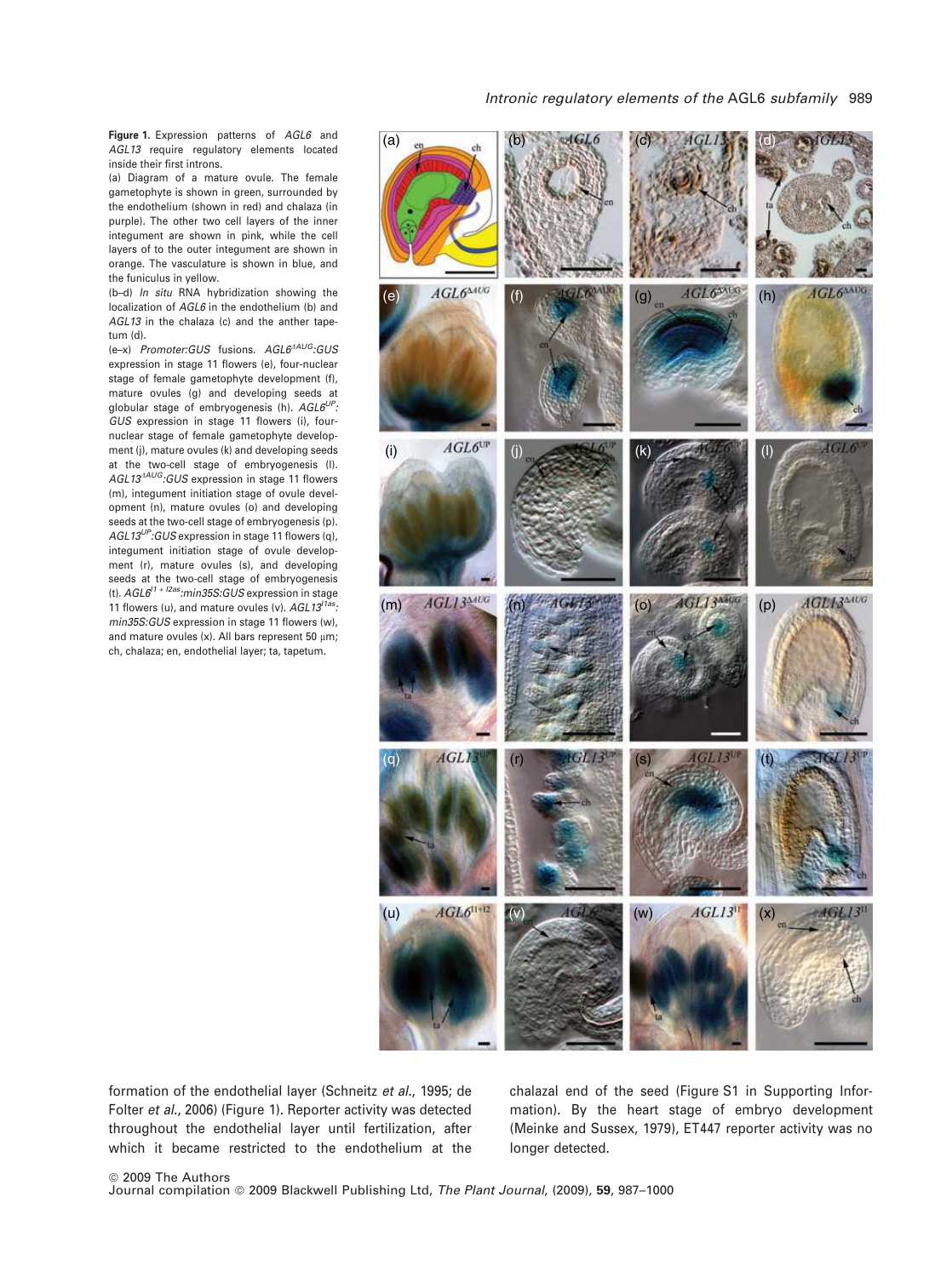**Figure 1.** Expression patterns of *AGL6* and *AGL13* require regulatory elements located inside their first introns.

(a) Diagram of a mature ovule. The female gametophyte is shown in green, surrounded by the endothelium (shown in red) and chalaza (in purple). The other two cell layers of the inner integument are shown in pink, while the cell layers of to the outer integument are shown in orange. The vasculature is shown in blue, and the funiculus in yellow.

(b–d) *In situ* RNA hybridization showing the localization of *AGL6* in the endothelium (b) and *AGL13* in the chalaza (c) and the anther tapetum (d).

(e–x) *Promoter:GUS* fusions. *AGL6*$^{\Delta AUG}$*:GUS* expression in stage 11 flowers (e), four-nuclear stage of female gametophyte development (f), mature ovules (g) and developing seeds at globular stage of embryogenesis (h). *AGL6*$^{UP}$*:GUS* expression in stage 11 flowers (i), four-nuclear stage of female gametophyte development (j), mature ovules (k) and developing seeds at the two-cell stage of embryogenesis (l). *AGL13*$^{\Delta AUG}$*:GUS* expression in stage 11 flowers (m), integument initiation stage of ovule development (n), mature ovules (o) and developing seeds at the two-cell stage of embryogenesis (p). *AGL13*$^{UP}$*:GUS* expression in stage 11 flowers (q), integument initiation stage of ovule development (r), mature ovules (s), and developing seeds at the two-cell stage of embryogenesis (t). *AGL6*$^{I1+I2as}$*:min35S:GUS* expression in stage 11 flowers (u), and mature ovules (v). *AGL13*$^{I1as}$*:min35S:GUS* expression in stage 11 flowers (w), and mature ovules (x). All bars represent 50 μm; ch, chalaza; en, endothelial layer; ta, tapetum.

formation of the endothelial layer (Schneitz *et al.*, 1995; de Folter *et al.*, 2006) (Figure 1). Reporter activity was detected throughout the endothelial layer until fertilization, after which it became restricted to the endothelium at the chalazal end of the seed (Figure S1 in Supporting Information). By the heart stage of embryo development (Meinke and Sussex, 1979), ET447 reporter activity was no longer detected.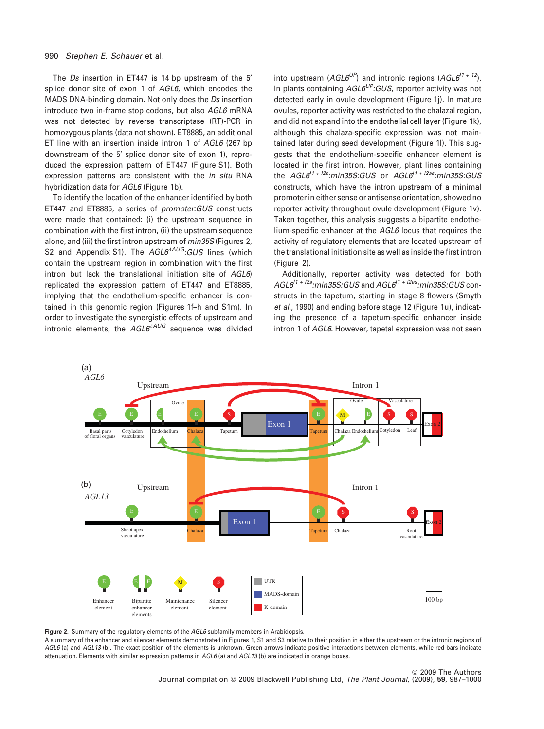The *Ds* insertion in ET447 is 14 bp upstream of the 5′ splice donor site of exon 1 of *AGL6*, which encodes the MADS DNA-binding domain. Not only does the *Ds* insertion introduce two in-frame stop codons, but also *AGL6* mRNA was not detected by reverse transcriptase (RT)-PCR in homozygous plants (data not shown). ET8885, an additional ET line with an insertion inside intron 1 of *AGL6* (267 bp downstream of the 5′ splice donor site of exon 1), reproduced the expression pattern of ET447 (Figure S1). Both expression patterns are consistent with the *in situ* RNA hybridization data for *AGL6* (Figure 1b).

To identify the location of the enhancer identified by both ET447 and ET8885, a series of *promoter:GUS* constructs were made that contained: (i) the upstream sequence in combination with the first intron, (ii) the upstream sequence alone, and (iii) the first intron upstream of *min35S* (Figures 2, S2 and Appendix S1). The $AGL6^{\Delta AUG}$:*GUS* lines (which contain the upstream region in combination with the first intron but lack the translational initiation site of *AGL6*) replicated the expression pattern of ET447 and ET8885, implying that the endothelium-specific enhancer is contained in this genomic region (Figures 1f–h and S1m). In order to investigate the synergistic effects of upstream and intronic elements, the $AGL6^{\Delta AUG}$ sequence was divided into upstream ($AGL6^{UP}$) and intronic regions ($AGL6^{I1+I2}$). In plants containing $AGL6^{UP}$:*GUS*, reporter activity was not detected early in ovule development (Figure 1j). In mature ovules, reporter activity was restricted to the chalazal region, and did not expand into the endothelial cell layer (Figure 1k), although this chalaza-specific expression was not maintained later during seed development (Figure 1l). This suggests that the endothelium-specific enhancer element is located in the first intron. However, plant lines containing the $AGL6^{I1+I2s}$:*min35S:GUS* or $AGL6^{I1+I2as}$:*min35S:GUS* constructs, which have the intron upstream of a minimal promoter in either sense or antisense orientation, showed no reporter activity throughout ovule development (Figure 1v). Taken together, this analysis suggests a bipartite endothelium-specific enhancer at the *AGL6* locus that requires the activity of regulatory elements that are located upstream of the translational initiation site as well as inside the first intron (Figure 2).

Additionally, reporter activity was detected for both $AGL6^{I1+I2s}$:*min35S:GUS* and $AGL6^{I1+I2as}$:*min35S:GUS* constructs in the tapetum, starting in stage 8 flowers (Smyth *et al.*, 1990) and ending before stage 12 (Figure 1u), indicating the presence of a tapetum-specific enhancer inside intron 1 of *AGL6*. However, tapetal expression was not seen

**Figure 2.** Summary of the regulatory elements of the *AGL6* subfamily members in Arabidopsis.
A summary of the enhancer and silencer elements demonstrated in Figures 1, S1 and S3 relative to their position in either the upstream or the intronic regions of *AGL6* (a) and *AGL13* (b). The exact position of the elements is unknown. Green arrows indicate positive interactions between elements, while red bars indicate attenuation. Elements with similar expression patterns in *AGL6* (a) and *AGL13* (b) are indicated in orange boxes.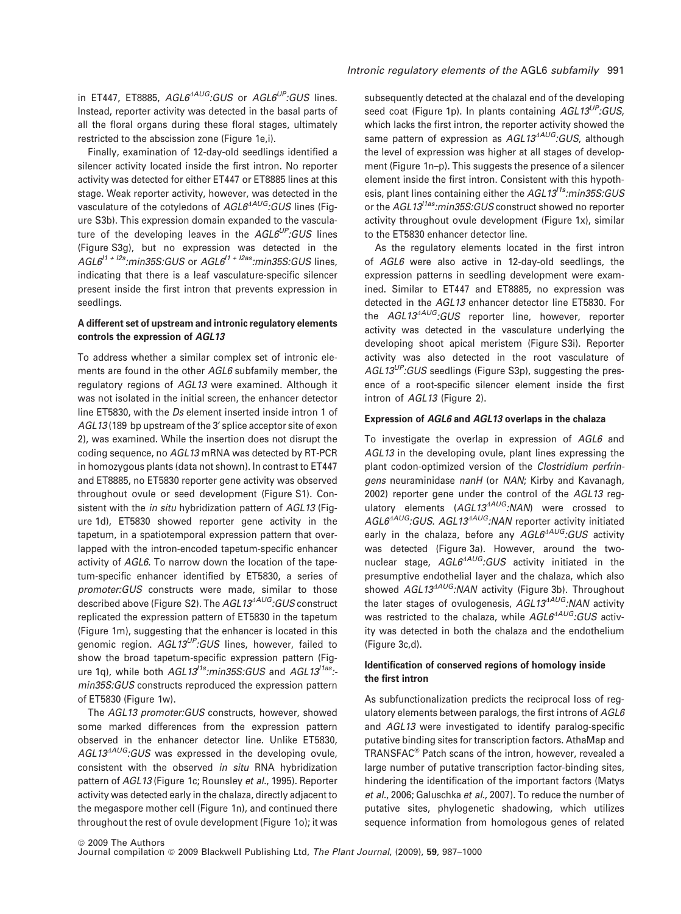in ET447, ET8885, *AGL6*$^{\Delta AUG}$:*GUS* or *AGL6*$^{UP}$:*GUS* lines. Instead, reporter activity was detected in the basal parts of all the floral organs during these floral stages, ultimately restricted to the abscission zone (Figure 1e,i).

Finally, examination of 12-day-old seedlings identified a silencer activity located inside the first intron. No reporter activity was detected for either ET447 or ET8885 lines at this stage. Weak reporter activity, however, was detected in the vasculature of the cotyledons of *AGL6*$^{\Delta AUG}$:*GUS* lines (Figure S3b). This expression domain expanded to the vasculature of the developing leaves in the *AGL6*$^{UP}$:*GUS* lines (Figure S3g), but no expression was detected in the *AGL6*$^{I1+I2s}$:*min35S:GUS* or *AGL6*$^{I1+I2as}$:*min35S:GUS* lines, indicating that there is a leaf vasculature-specific silencer present inside the first intron that prevents expression in seedlings.

### A different set of upstream and intronic regulatory elements controls the expression of *AGL13*

To address whether a similar complex set of intronic elements are found in the other *AGL6* subfamily member, the regulatory regions of *AGL13* were examined. Although it was not isolated in the initial screen, the enhancer detector line ET5830, with the *Ds* element inserted inside intron 1 of *AGL13* (189 bp upstream of the 3′ splice acceptor site of exon 2), was examined. While the insertion does not disrupt the coding sequence, no *AGL13* mRNA was detected by RT-PCR in homozygous plants (data not shown). In contrast to ET447 and ET8885, no ET5830 reporter gene activity was observed throughout ovule or seed development (Figure S1). Consistent with the *in situ* hybridization pattern of *AGL13* (Figure 1d), ET5830 showed reporter gene activity in the tapetum, in a spatiotemporal expression pattern that overlapped with the intron-encoded tapetum-specific enhancer activity of *AGL6*. To narrow down the location of the tapetum-specific enhancer identified by ET5830, a series of *promoter:GUS* constructs were made, similar to those described above (Figure S2). The *AGL13*$^{\Delta AUG}$:*GUS* construct replicated the expression pattern of ET5830 in the tapetum (Figure 1m), suggesting that the enhancer is located in this genomic region. *AGL13*$^{UP}$:*GUS* lines, however, failed to show the broad tapetum-specific expression pattern (Figure 1q), while both *AGL13*$^{I1s}$:*min35S:GUS* and *AGL13*$^{I1as}$:*min35S:GUS* constructs reproduced the expression pattern of ET5830 (Figure 1w).

The *AGL13 promoter:GUS* constructs, however, showed some marked differences from the expression pattern observed in the enhancer detector line. Unlike ET5830, *AGL13*$^{\Delta AUG}$:*GUS* was expressed in the developing ovule, consistent with the observed *in situ* RNA hybridization pattern of *AGL13* (Figure 1c; Rounsley *et al.*, 1995). Reporter activity was detected early in the chalaza, directly adjacent to the megaspore mother cell (Figure 1n), and continued there throughout the rest of ovule development (Figure 1o); it was subsequently detected at the chalazal end of the developing seed coat (Figure 1p). In plants containing *AGL13*$^{UP}$:*GUS*, which lacks the first intron, the reporter activity showed the same pattern of expression as *AGL13*$^{\Delta AUG}$:*GUS*, although the level of expression was higher at all stages of development (Figure 1n–p). This suggests the presence of a silencer element inside the first intron. Consistent with this hypothesis, plant lines containing either the *AGL13*$^{I1s}$:*min35S:GUS* or the *AGL13*$^{I1as}$:*min35S:GUS* construct showed no reporter activity throughout ovule development (Figure 1x), similar to the ET5830 enhancer detector line.

As the regulatory elements located in the first intron of *AGL6* were also active in 12-day-old seedlings, the expression patterns in seedling development were examined. Similar to ET447 and ET8885, no expression was detected in the *AGL13* enhancer detector line ET5830. For the *AGL13*$^{\Delta AUG}$:*GUS* reporter line, however, reporter activity was detected in the vasculature underlying the developing shoot apical meristem (Figure S3i). Reporter activity was also detected in the root vasculature of *AGL13*$^{UP}$:*GUS* seedlings (Figure S3p), suggesting the presence of a root-specific silencer element inside the first intron of *AGL13* (Figure 2).

### Expression of *AGL6* and *AGL13* overlaps in the chalaza

To investigate the overlap in expression of *AGL6* and *AGL13* in the developing ovule, plant lines expressing the plant codon-optimized version of the *Clostridium perfringens* neuraminidase *nanH* (or *NAN*; Kirby and Kavanagh, 2002) reporter gene under the control of the *AGL13* regulatory elements (*AGL13*$^{\Delta AUG}$:*NAN*) were crossed to *AGL6*$^{\Delta AUG}$:*GUS*. *AGL13*$^{\Delta AUG}$:*NAN* reporter activity initiated early in the chalaza, before any *AGL6*$^{\Delta AUG}$:*GUS* activity was detected (Figure 3a). However, around the two-nuclear stage, *AGL6*$^{\Delta AUG}$:*GUS* activity initiated in the presumptive endothelial layer and the chalaza, which also showed *AGL13*$^{\Delta AUG}$:*NAN* activity (Figure 3b). Throughout the later stages of ovulogenesis, *AGL13*$^{\Delta AUG}$:*NAN* activity was restricted to the chalaza, while *AGL6*$^{\Delta AUG}$:*GUS* activity was detected in both the chalaza and the endothelium (Figure 3c,d).

### Identification of conserved regions of homology inside the first intron

As subfunctionalization predicts the reciprocal loss of regulatory elements between paralogs, the first introns of *AGL6* and *AGL13* were investigated to identify paralog-specific putative binding sites for transcription factors. AthaMap and TRANSFAC® Patch scans of the intron, however, revealed a large number of putative transcription factor-binding sites, hindering the identification of the important factors (Matys *et al.*, 2006; Galuschka *et al.*, 2007). To reduce the number of putative sites, phylogenetic shadowing, which utilizes sequence information from homologous genes of related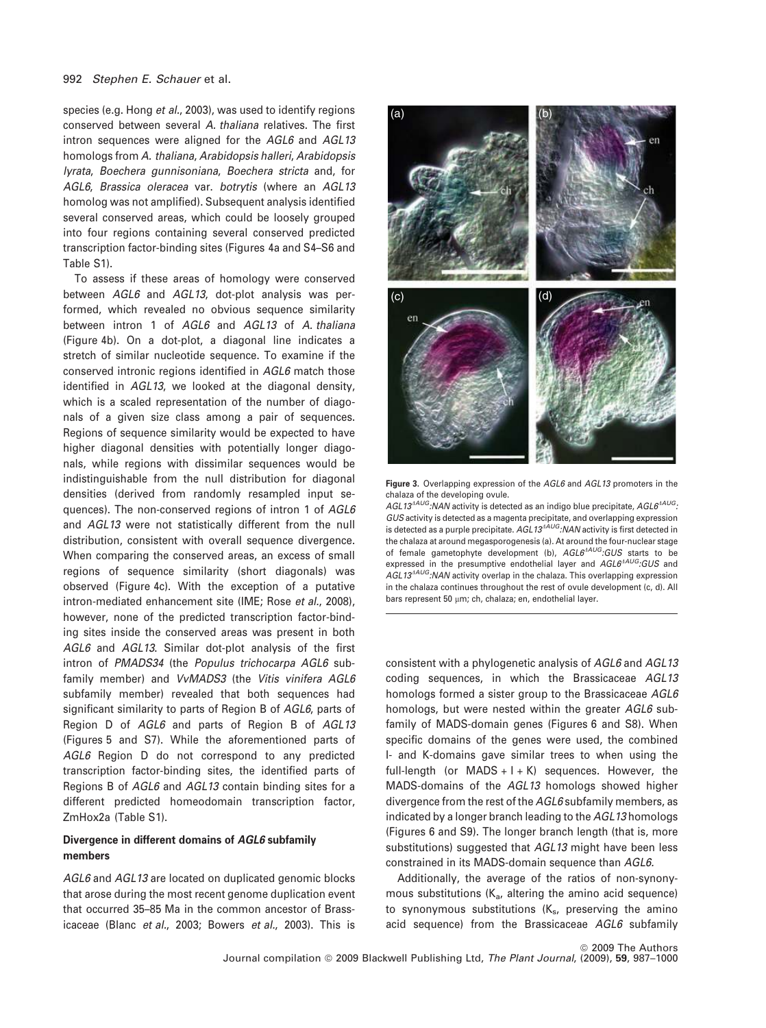species (e.g. Hong *et al.*, 2003), was used to identify regions conserved between several *A. thaliana* relatives. The first intron sequences were aligned for the *AGL6* and *AGL13* homologs from *A. thaliana*, *Arabidopsis halleri*, *Arabidopsis lyrata*, *Boechera gunnisoniana*, *Boechera stricta* and, for *AGL6*, *Brassica oleracea* var. *botrytis* (where an *AGL13* homolog was not amplified). Subsequent analysis identified several conserved areas, which could be loosely grouped into four regions containing several conserved predicted transcription factor-binding sites (Figures 4a and S4–S6 and Table S1).

To assess if these areas of homology were conserved between *AGL6* and *AGL13*, dot-plot analysis was performed, which revealed no obvious sequence similarity between intron 1 of *AGL6* and *AGL13* of *A. thaliana* (Figure 4b). On a dot-plot, a diagonal line indicates a stretch of similar nucleotide sequence. To examine if the conserved intronic regions identified in *AGL6* match those identified in *AGL13*, we looked at the diagonal density, which is a scaled representation of the number of diagonals of a given size class among a pair of sequences. Regions of sequence similarity would be expected to have higher diagonal densities with potentially longer diagonals, while regions with dissimilar sequences would be indistinguishable from the null distribution for diagonal densities (derived from randomly resampled input sequences). The non-conserved regions of intron 1 of *AGL6* and *AGL13* were not statistically different from the null distribution, consistent with overall sequence divergence. When comparing the conserved areas, an excess of small regions of sequence similarity (short diagonals) was observed (Figure 4c). With the exception of a putative intron-mediated enhancement site (IME; Rose *et al.*, 2008), however, none of the predicted transcription factor-binding sites inside the conserved areas was present in both *AGL6* and *AGL13*. Similar dot-plot analysis of the first intron of *PMADS34* (the *Populus trichocarpa AGL6* subfamily member) and *VvMADS3* (the *Vitis vinifera AGL6* subfamily member) revealed that both sequences had significant similarity to parts of Region B of *AGL6*, parts of Region D of *AGL6* and parts of Region B of *AGL13* (Figures 5 and S7). While the aforementioned parts of *AGL6* Region D do not correspond to any predicted transcription factor-binding sites, the identified parts of Regions B of *AGL6* and *AGL13* contain binding sites for a different predicted homeodomain transcription factor, ZmHox2a (Table S1).

**Figure 3.** Overlapping expression of the *AGL6* and *AGL13* promoters in the chalaza of the developing ovule.
$AGL13^{\Delta AUG}$:*NAN* activity is detected as an indigo blue precipitate, $AGL6^{\Delta AUG}$:*GUS* activity is detected as a magenta precipitate, and overlapping expression is detected as a purple precipitate. $AGL13^{\Delta AUG}$:*NAN* activity is first detected in the chalaza at around megasporogenesis (a). At around the four-nuclear stage of female gametophyte development (b), $AGL6^{\Delta AUG}$:*GUS* starts to be expressed in the presumptive endothelial layer and $AGL6^{\Delta AUG}$:*GUS* and $AGL13^{\Delta AUG}$:*NAN* activity overlap in the chalaza. This overlapping expression in the chalaza continues throughout the rest of ovule development (c, d). All bars represent 50 μm; ch, chalaza; en, endothelial layer.

## Divergence in different domains of *AGL6* subfamily members

*AGL6* and *AGL13* are located on duplicated genomic blocks that arose during the most recent genome duplication event that occurred 35–85 Ma in the common ancestor of Brassicaceae (Blanc *et al.*, 2003; Bowers *et al.*, 2003). This is consistent with a phylogenetic analysis of *AGL6* and *AGL13* coding sequences, in which the Brassicaceae *AGL13* homologs formed a sister group to the Brassicaceae *AGL6* homologs, but were nested within the greater *AGL6* subfamily of MADS-domain genes (Figures 6 and S8). When specific domains of the genes were used, the combined I- and K-domains gave similar trees to when using the full-length (or MADS + I + K) sequences. However, the MADS-domains of the *AGL13* homologs showed higher divergence from the rest of the *AGL6* subfamily members, as indicated by a longer branch leading to the *AGL13* homologs (Figures 6 and S9). The longer branch length (that is, more substitutions) suggested that *AGL13* might have been less constrained in its MADS-domain sequence than *AGL6*.

Additionally, the average of the ratios of non-synonymous substitutions ($K_a$, altering the amino acid sequence) to synonymous substitutions ($K_s$, preserving the amino acid sequence) from the Brassicaceae *AGL6* subfamily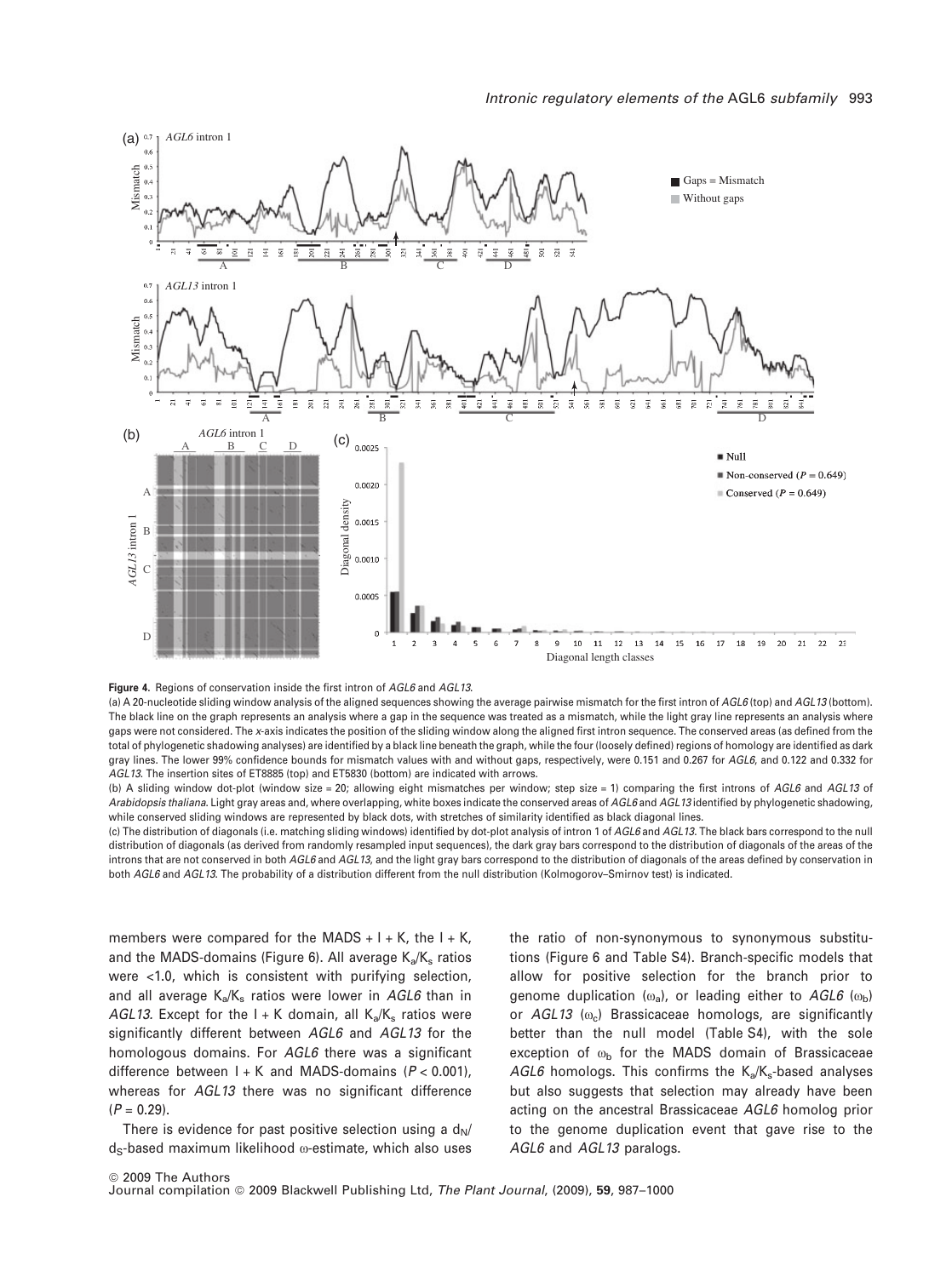**Figure 4.** Regions of conservation inside the first intron of *AGL6* and *AGL13*.

(a) A 20-nucleotide sliding window analysis of the aligned sequences showing the average pairwise mismatch for the first intron of *AGL6* (top) and *AGL13* (bottom). The black line on the graph represents an analysis where a gap in the sequence was treated as a mismatch, while the light gray line represents an analysis where gaps were not considered. The *x*-axis indicates the position of the sliding window along the aligned first intron sequence. The conserved areas (as defined from the total of phylogenetic shadowing analyses) are identified by a black line beneath the graph, while the four (loosely defined) regions of homology are identified as dark gray lines. The lower 99% confidence bounds for mismatch values with and without gaps, respectively, were 0.151 and 0.267 for *AGL6*, and 0.122 and 0.332 for *AGL13*. The insertion sites of ET8885 (top) and ET5830 (bottom) are indicated with arrows.

(b) A sliding window dot-plot (window size = 20; allowing eight mismatches per window; step size = 1) comparing the first introns of *AGL6* and *AGL13* of *Arabidopsis thaliana*. Light gray areas and, where overlapping, white boxes indicate the conserved areas of *AGL6* and *AGL13* identified by phylogenetic shadowing, while conserved sliding windows are represented by black dots, with stretches of similarity identified as black diagonal lines.

(c) The distribution of diagonals (i.e. matching sliding windows) identified by dot-plot analysis of intron 1 of *AGL6* and *AGL13*. The black bars correspond to the null distribution of diagonals (as derived from randomly resampled input sequences), the dark gray bars correspond to the distribution of diagonals of the areas of the introns that are not conserved in both *AGL6* and *AGL13*, and the light gray bars correspond to the distribution of diagonals of the areas defined by conservation in both *AGL6* and *AGL13*. The probability of a distribution different from the null distribution (Kolmogorov–Smirnov test) is indicated.

members were compared for the MADS + I + K, the I + K, and the MADS-domains (Figure 6). All average $K_a/K_s$ ratios were <1.0, which is consistent with purifying selection, and all average $K_a/K_s$ ratios were lower in *AGL6* than in *AGL13*. Except for the I + K domain, all $K_a/K_s$ ratios were significantly different between *AGL6* and *AGL13* for the homologous domains. For *AGL6* there was a significant difference between I + K and MADS-domains ($P < 0.001$), whereas for *AGL13* there was no significant difference ($P = 0.29$).

There is evidence for past positive selection using a $d_N/d_S$-based maximum likelihood $\omega$-estimate, which also uses the ratio of non-synonymous to synonymous substitutions (Figure 6 and Table S4). Branch-specific models that allow for positive selection for the branch prior to genome duplication ($\omega_a$), or leading either to *AGL6* ($\omega_b$) or *AGL13* ($\omega_c$) Brassicaceae homologs, are significantly better than the null model (Table S4), with the sole exception of $\omega_b$ for the MADS domain of Brassicaceae *AGL6* homologs. This confirms the $K_a/K_s$-based analyses but also suggests that selection may already have been acting on the ancestral Brassicaceae *AGL6* homolog prior to the genome duplication event that gave rise to the *AGL6* and *AGL13* paralogs.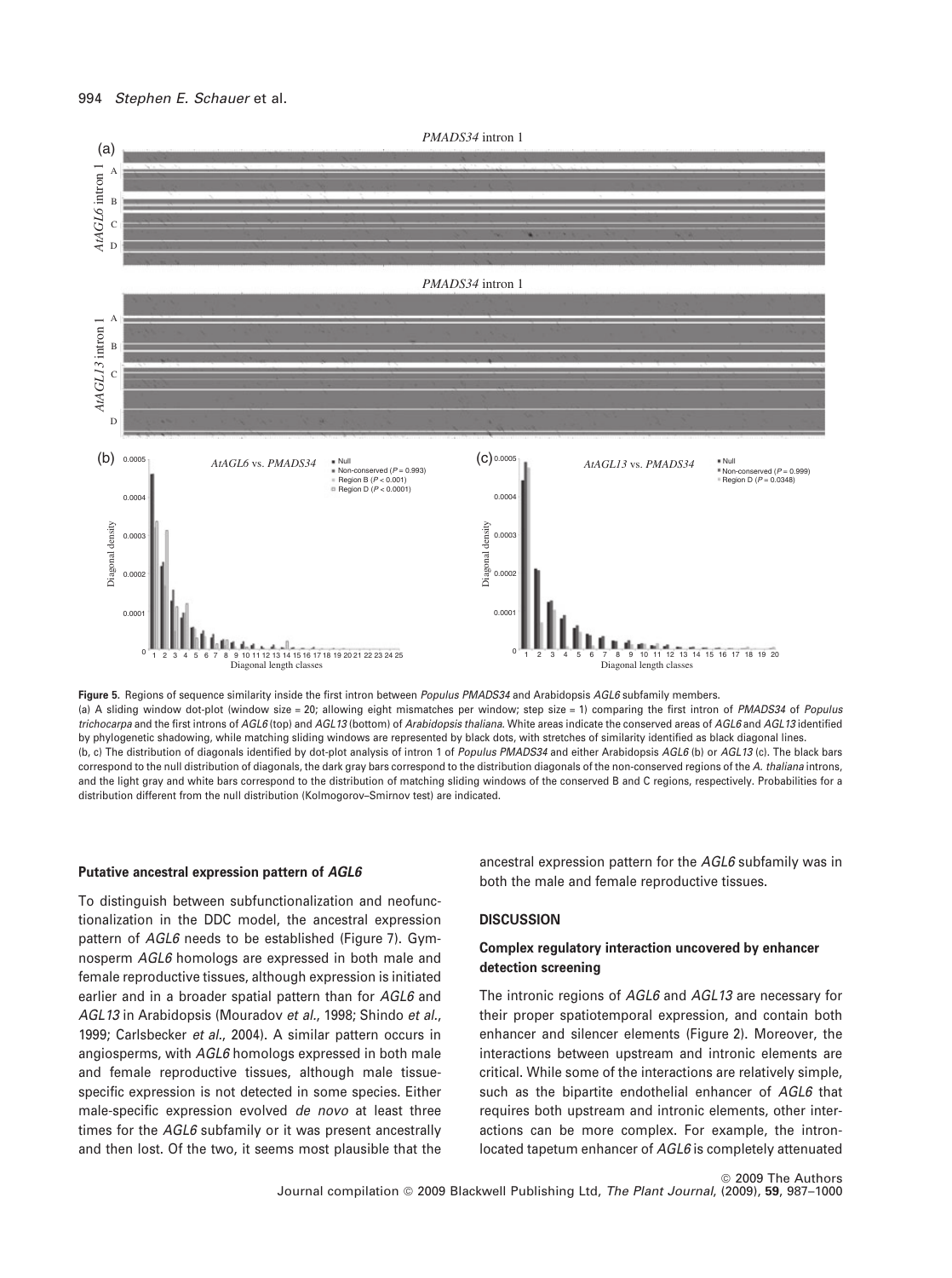**Figure 5.** Regions of sequence similarity inside the first intron between *Populus PMADS34* and Arabidopsis *AGL6* subfamily members.

(a) A sliding window dot-plot (window size = 20; allowing eight mismatches per window; step size = 1) comparing the first intron of *PMADS34* of *Populus trichocarpa* and the first introns of *AGL6* (top) and *AGL13* (bottom) of *Arabidopsis thaliana*. White areas indicate the conserved areas of *AGL6* and *AGL13* identified by phylogenetic shadowing, while matching sliding windows are represented by black dots, with stretches of similarity identified as black diagonal lines.

(b, c) The distribution of diagonals identified by dot-plot analysis of intron 1 of *Populus PMADS34* and either Arabidopsis *AGL6* (b) or *AGL13* (c). The black bars correspond to the null distribution of diagonals, the dark gray bars correspond to the distribution diagonals of the non-conserved regions of the *A. thaliana* introns, and the light gray and white bars correspond to the distribution of matching sliding windows of the conserved B and C regions, respectively. Probabilities for a distribution different from the null distribution (Kolmogorov–Smirnov test) are indicated.

### Putative ancestral expression pattern of *AGL6*

To distinguish between subfunctionalization and neofunctionalization in the DDC model, the ancestral expression pattern of *AGL6* needs to be established (Figure 7). Gymnosperm *AGL6* homologs are expressed in both male and female reproductive tissues, although expression is initiated earlier and in a broader spatial pattern than for *AGL6* and *AGL13* in Arabidopsis (Mouradov *et al.*, 1998; Shindo *et al.*, 1999; Carlsbecker *et al.*, 2004). A similar pattern occurs in angiosperms, with *AGL6* homologs expressed in both male and female reproductive tissues, although male tissue-specific expression is not detected in some species. Either male-specific expression evolved *de novo* at least three times for the *AGL6* subfamily or it was present ancestrally and then lost. Of the two, it seems most plausible that the ancestral expression pattern for the *AGL6* subfamily was in both the male and female reproductive tissues.

## DISCUSSION

### Complex regulatory interaction uncovered by enhancer detection screening

The intronic regions of *AGL6* and *AGL13* are necessary for their proper spatiotemporal expression, and contain both enhancer and silencer elements (Figure 2). Moreover, the interactions between upstream and intronic elements are critical. While some of the interactions are relatively simple, such as the bipartite endothelial enhancer of *AGL6* that requires both upstream and intronic elements, other interactions can be more complex. For example, the intron-located tapetum enhancer of *AGL6* is completely attenuated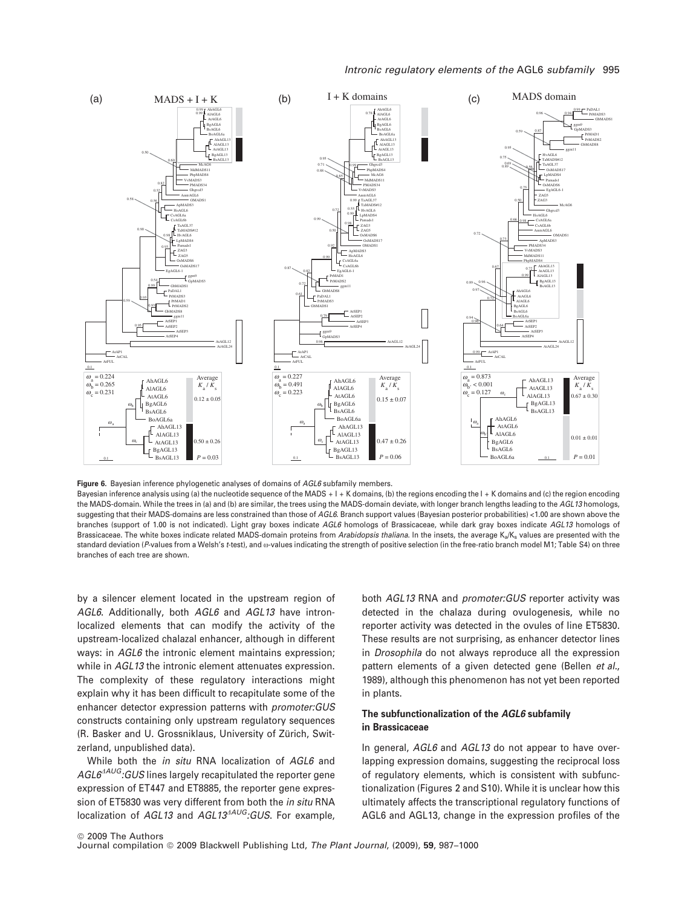**Figure 6.** Bayesian inference phylogenetic analyses of domains of *AGL6* subfamily members.

Bayesian inference analysis using (a) the nucleotide sequence of the MADS + I + K domains, (b) the regions encoding the I + K domains and (c) the region encoding the MADS-domain. While the trees in (a) and (b) are similar, the trees using the MADS-domain deviate, with longer branch lengths leading to the *AGL13* homologs, suggesting that their MADS-domains are less constrained than those of *AGL6*. Branch support values (Bayesian posterior probabilities) <1.00 are shown above the branches (support of 1.00 is not indicated). Light gray boxes indicate *AGL6* homologs of Brassicaceae, while dark gray boxes indicate *AGL13* homologs of Brassicaceae. The white boxes indicate related MADS-domain proteins from *Arabidopsis thaliana*. In the insets, the average $K_a/K_s$ values are presented with the standard deviation (*P*-values from a Welsh's *t*-test), and ω-values indicating the strength of positive selection (in the free-ratio branch model M1; Table S4) on three branches of each tree are shown.

by a silencer element located in the upstream region of *AGL6*. Additionally, both *AGL6* and *AGL13* have intron-localized elements that can modify the activity of the upstream-localized chalazal enhancer, although in different ways: in *AGL6* the intronic element maintains expression; while in *AGL13* the intronic element attenuates expression. The complexity of these regulatory interactions might explain why it has been difficult to recapitulate some of the enhancer detector expression patterns with *promoter:GUS* constructs containing only upstream regulatory sequences (R. Basker and U. Grossniklaus, University of Zürich, Switzerland, unpublished data).

While both the *in situ* RNA localization of *AGL6* and *AGL6$^{\Delta AUG}$:GUS* lines largely recapitulated the reporter gene expression of ET447 and ET8885, the reporter gene expression of ET5830 was very different from both the *in situ* RNA localization of *AGL13* and *AGL13$^{\Delta AUG}$:GUS*. For example, both *AGL13* RNA and *promoter:GUS* reporter activity was detected in the chalaza during ovulogenesis, while no reporter activity was detected in the ovules of line ET5830. These results are not surprising, as enhancer detector lines in *Drosophila* do not always reproduce all the expression pattern elements of a given detected gene (Bellen *et al*., 1989), although this phenomenon has not yet been reported in plants.

### The subfunctionalization of the *AGL6* subfamily in Brassicaceae

In general, *AGL6* and *AGL13* do not appear to have overlapping expression domains, suggesting the reciprocal loss of regulatory elements, which is consistent with subfunctionalization (Figures 2 and S10). While it is unclear how this ultimately affects the transcriptional regulatory functions of AGL6 and AGL13, change in the expression profiles of the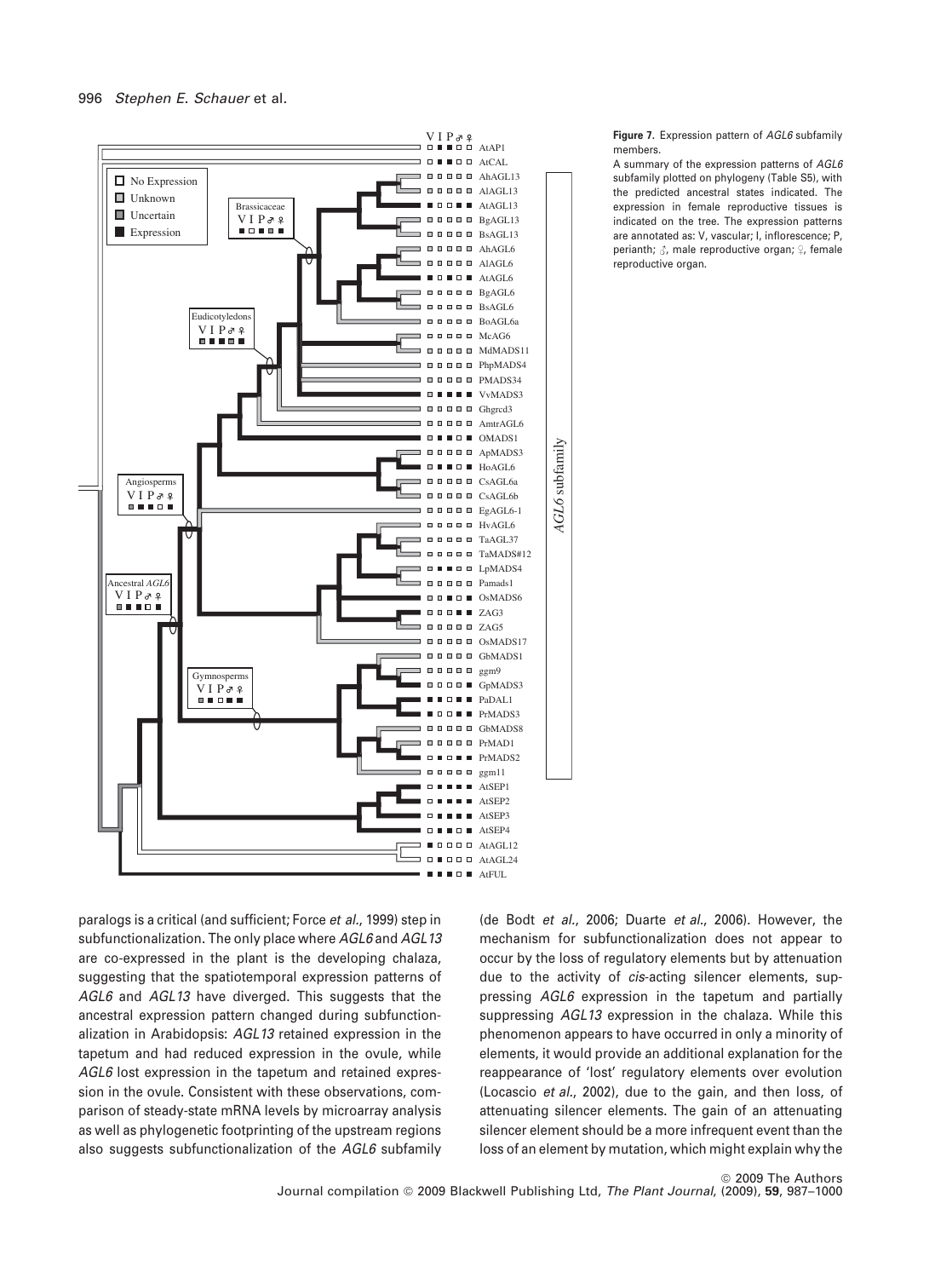**Figure 7.** Expression pattern of *AGL6* subfamily members.

A summary of the expression patterns of *AGL6* subfamily plotted on phylogeny (Table S5), with the predicted ancestral states indicated. The expression in female reproductive tissues is indicated on the tree. The expression patterns are annotated as: V, vascular; I, inflorescence; P, perianth; ♂, male reproductive organ; ♀, female reproductive organ.

paralogs is a critical (and sufficient; Force *et al*., 1999) step in subfunctionalization. The only place where *AGL6* and *AGL13* are co-expressed in the plant is the developing chalaza, suggesting that the spatiotemporal expression patterns of *AGL6* and *AGL13* have diverged. This suggests that the ancestral expression pattern changed during subfunctionalization in Arabidopsis: *AGL13* retained expression in the tapetum and had reduced expression in the ovule, while *AGL6* lost expression in the tapetum and retained expression in the ovule. Consistent with these observations, comparison of steady-state mRNA levels by microarray analysis as well as phylogenetic footprinting of the upstream regions also suggests subfunctionalization of the *AGL6* subfamily (de Bodt *et al*., 2006; Duarte *et al*., 2006). However, the mechanism for subfunctionalization does not appear to occur by the loss of regulatory elements but by attenuation due to the activity of *cis*-acting silencer elements, suppressing *AGL6* expression in the tapetum and partially suppressing *AGL13* expression in the chalaza. While this phenomenon appears to have occurred in only a minority of elements, it would provide an additional explanation for the reappearance of 'lost' regulatory elements over evolution (Locascio *et al*., 2002), due to the gain, and then loss, of attenuating silencer elements. The gain of an attenuating silencer element should be a more infrequent event than the loss of an element by mutation, which might explain why the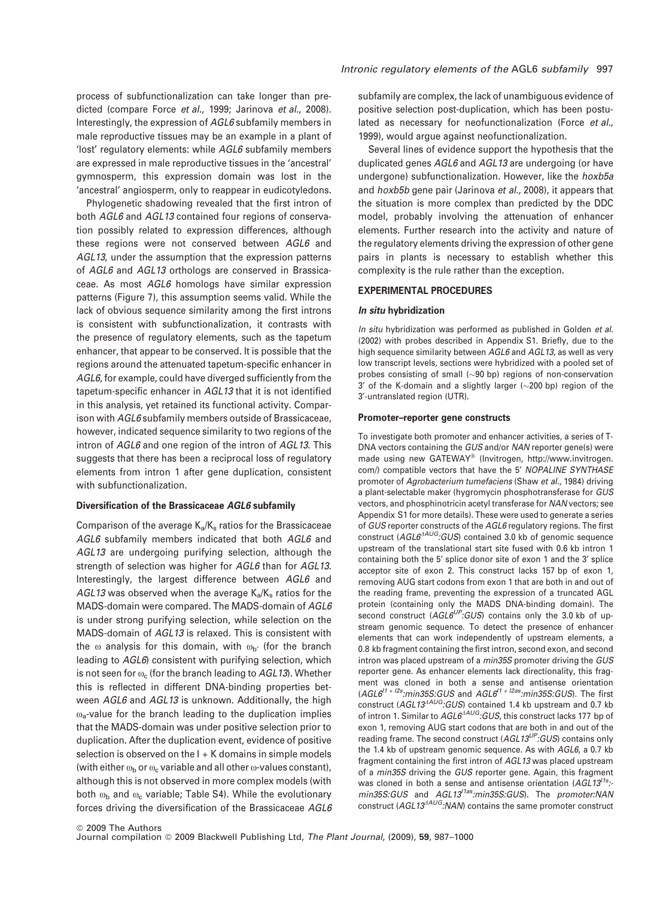process of subfunctionalization can take longer than predicted (compare Force *et al.*, 1999; Jarinova *et al.*, 2008). Interestingly, the expression of *AGL6* subfamily members in male reproductive tissues may be an example in a plant of 'lost' regulatory elements: while *AGL6* subfamily members are expressed in male reproductive tissues in the 'ancestral' gymnosperm, this expression domain was lost in the 'ancestral' angiosperm, only to reappear in eudicotyledons.

Phylogenetic shadowing revealed that the first intron of both *AGL6* and *AGL13* contained four regions of conservation possibly related to expression differences, although these regions were not conserved between *AGL6* and *AGL13*, under the assumption that the expression patterns of *AGL6* and *AGL13* orthologs are conserved in Brassicaceae. As most *AGL6* homologs have similar expression patterns (Figure 7), this assumption seems valid. While the lack of obvious sequence similarity among the first introns is consistent with subfunctionalization, it contrasts with the presence of regulatory elements, such as the tapetum enhancer, that appear to be conserved. It is possible that the regions around the attenuated tapetum-specific enhancer in *AGL6*, for example, could have diverged sufficiently from the tapetum-specific enhancer in *AGL13* that it is not identified in this analysis, yet retained its functional activity. Comparison with *AGL6* subfamily members outside of Brassicaceae, however, indicated sequence similarity to two regions of the intron of *AGL6* and one region of the intron of *AGL13*. This suggests that there has been a reciprocal loss of regulatory elements from intron 1 after gene duplication, consistent with subfunctionalization.

#### Diversification of the Brassicaceae *AGL6* subfamily

Comparison of the average $K_a/K_s$ ratios for the Brassicaceae *AGL6* subfamily members indicated that both *AGL6* and *AGL13* are undergoing purifying selection, although the strength of selection was higher for *AGL6* than for *AGL13*. Interestingly, the largest difference between *AGL6* and *AGL13* was observed when the average $K_a/K_s$ ratios for the MADS-domain were compared. The MADS-domain of *AGL6* is under strong purifying selection, while selection on the MADS-domain of *AGL13* is relaxed. This is consistent with the $\omega$ analysis for this domain, with $\omega_{b'}$ (for the branch leading to *AGL6*) consistent with purifying selection, which is not seen for $\omega_c$ (for the branch leading to *AGL13*). Whether this is reflected in different DNA-binding properties between *AGL6* and *AGL13* is unknown. Additionally, the high $\omega_a$-value for the branch leading to the duplication implies that the MADS-domain was under positive selection prior to duplication. After the duplication event, evidence of positive selection is observed on the I + K domains in simple models (with either $\omega_b$ or $\omega_c$ variable and all other $\omega$-values constant), although this is not observed in more complex models (with both $\omega_b$ and $\omega_c$ variable; Table S4). While the evolutionary forces driving the diversification of the Brassicaceae *AGL6* subfamily are complex, the lack of unambiguous evidence of positive selection post-duplication, which has been postulated as necessary for neofunctionalization (Force *et al.*, 1999), would argue against neofunctionalization.

Several lines of evidence support the hypothesis that the duplicated genes *AGL6* and *AGL13* are undergoing (or have undergone) subfunctionalization. However, like the *hoxb5a* and *hoxb5b* gene pair (Jarinova *et al.*, 2008), it appears that the situation is more complex than predicted by the DDC model, probably involving the attenuation of enhancer elements. Further research into the activity and nature of the regulatory elements driving the expression of other gene pairs in plants is necessary to establish whether this complexity is the rule rather than the exception.

## EXPERIMENTAL PROCEDURES

### *In situ* hybridization

*In situ* hybridization was performed as published in Golden *et al.* (2002) with probes described in Appendix S1. Briefly, due to the high sequence similarity between *AGL6* and *AGL13*, as well as very low transcript levels, sections were hybridized with a pooled set of probes consisting of small (~90 bp) regions of non-conservation 3′ of the K-domain and a slightly larger (~200 bp) region of the 3′-untranslated region (UTR).

### Promoter–reporter gene constructs

To investigate both promoter and enhancer activities, a series of T-DNA vectors containing the *GUS* and/or *NAN* reporter gene(s) were made using new GATEWAY® (Invitrogen, http://www.invitrogen.com/) compatible vectors that have the 5′ *NOPALINE SYNTHASE* promoter of *Agrobacterium tumefaciens* (Shaw *et al.*, 1984) driving a plant-selectable maker (hygromycin phosphotransferase for *GUS* vectors, and phosphinotricin acetyl transferase for *NAN* vectors; see Appendix S1 for more details). These were used to generate a series of *GUS* reporter constructs of the *AGL6* regulatory regions. The first construct ($AGL6^{\Delta AUG}$:*GUS*) contained 3.0 kb of genomic sequence upstream of the translational start site fused with 0.6 kb intron 1 containing both the 5′ splice donor site of exon 1 and the 3′ splice acceptor site of exon 2. This construct lacks 157 bp of exon 1, removing AUG start codons from exon 1 that are both in and out of the reading frame, preventing the expression of a truncated AGL protein (containing only the MADS DNA-binding domain). The second construct ($AGL6^{UP}$:*GUS*) contains only the 3.0 kb of upstream genomic sequence. To detect the presence of enhancer elements that can work independently of upstream elements, a 0.8 kb fragment containing the first intron, second exon, and second intron was placed upstream of a *min35S* promoter driving the *GUS* reporter gene. As enhancer elements lack directionality, this fragment was cloned in both a sense and antisense orientation ($AGL6^{I1+I2s}$:*min35S:GUS* and $AGL6^{I1+I2as}$:*min35S:GUS*). The first construct ($AGL13^{\Delta AUG}$:*GUS*) contained 1.4 kb upstream and 0.7 kb of intron 1. Similar to $AGL6^{\Delta AUG}$:*GUS*, this construct lacks 177 bp of exon 1, removing AUG start codons that are both in and out of the reading frame. The second construct ($AGL13^{UP}$:*GUS*) contains only the 1.4 kb of upstream genomic sequence. As with *AGL6*, a 0.7 kb fragment containing the first intron of *AGL13* was placed upstream of a *min35S* driving the *GUS* reporter gene. Again, this fragment was cloned in both a sense and antisense orientation ($AGL13^{I1s}$:*min35S:GUS* and $AGL13^{I1as}$:*min35S:GUS*). The *promoter:NAN* construct ($AGL13^{\Delta AUG}$:*NAN*) contains the same promoter construct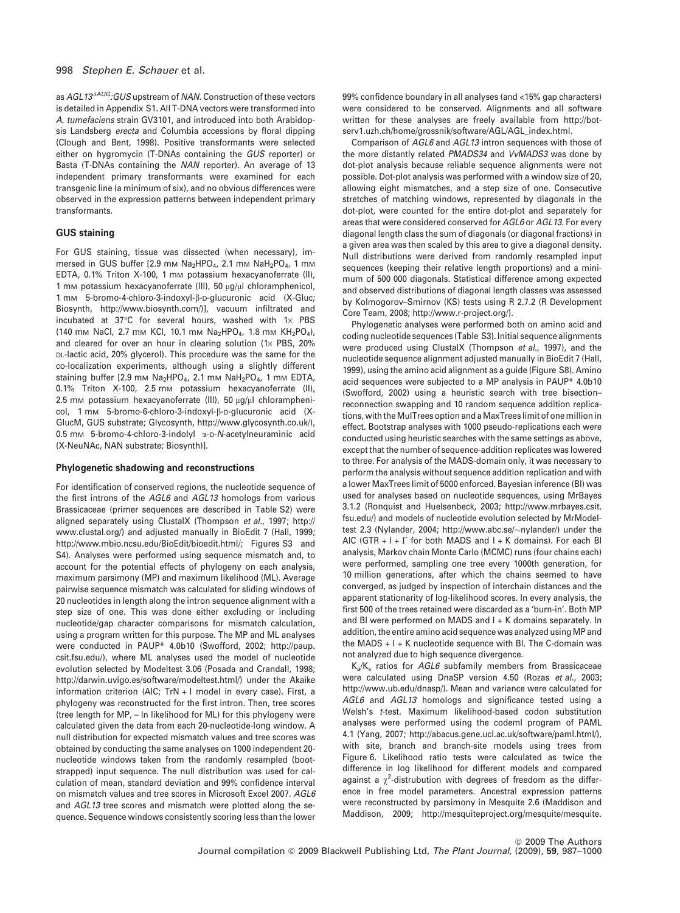as *AGL13*$^{\Delta AUG}$*:GUS* upstream of *NAN*. Construction of these vectors is detailed in Appendix S1. All T-DNA vectors were transformed into *A. tumefaciens* strain GV3101, and introduced into both Arabidopsis Landsberg *erecta* and Columbia accessions by floral dipping (Clough and Bent, 1998). Positive transformants were selected either on hygromycin (T-DNAs containing the *GUS* reporter) or Basta (T-DNAs containing the *NAN* reporter). An average of 13 independent primary transformants were examined for each transgenic line (a minimum of six), and no obvious differences were observed in the expression patterns between independent primary transformants.

### GUS staining

For GUS staining, tissue was dissected (when necessary), immersed in GUS buffer [2.9 mM $Na_2HPO_4$, 2.1 mM $NaH_2PO_4$, 1 mM EDTA, 0.1% Triton X-100, 1 mM potassium hexacyanoferrate (II), 1 mM potassium hexacyanoferrate (III), 50 μg/μl chloramphenicol, 1 mM 5-bromo-4-chloro-3-indoxyl-β-D-glucuronic acid (X-Gluc; Biosynth, http://www.biosynth.com/)], vacuum infiltrated and incubated at 37°C for several hours, washed with 1× PBS (140 mM NaCl, 2.7 mM KCl, 10.1 mM $Na_2HPO_4$, 1.8 mM $KH_2PO_4$), and cleared for over an hour in clearing solution (1× PBS, 20% DL-lactic acid, 20% glycerol). This procedure was the same for the co-localization experiments, although using a slightly different staining buffer [2.9 mM $Na_2HPO_4$, 2.1 mM $NaH_2PO_4$, 1 mM EDTA, 0.1% Triton X-100, 2.5 mM potassium hexacyanoferrate (II), 2.5 mM potassium hexacyanoferrate (III), 50 μg/μl chloramphenicol, 1 mM 5-bromo-6-chloro-3-indoxyl-β-D-glucuronic acid (X-GlucM, GUS substrate; Glycosynth, http://www.glycosynth.co.uk/), 0.5 mM 5-bromo-4-chloro-3-indolyl α-D-*N*-acetylneuraminic acid (X-NeuNAc, NAN substrate; Biosynth)].

### Phylogenetic shadowing and reconstructions

For identification of conserved regions, the nucleotide sequence of the first introns of the *AGL6* and *AGL13* homologs from various Brassicaceae (primer sequences are described in Table S2) were aligned separately using ClustalX (Thompson *et al.*, 1997; http://www.clustal.org/) and adjusted manually in BioEdit 7 (Hall, 1999; http://www.mbio.ncsu.edu/BioEdit/bioedit.html/; Figures S3 and S4). Analyses were performed using sequence mismatch and, to account for the potential effects of phylogeny on each analysis, maximum parsimony (MP) and maximum likelihood (ML). Average pairwise sequence mismatch was calculated for sliding windows of 20 nucleotides in length along the intron sequence alignment with a step size of one. This was done either excluding or including nucleotide/gap character comparisons for mismatch calculation, using a program written for this purpose. The MP and ML analyses were conducted in PAUP* 4.0b10 (Swofford, 2002; http://paup.csit.fsu.edu/), where ML analyses used the model of nucleotide evolution selected by Modeltest 3.06 (Posada and Crandall, 1998; http://darwin.uvigo.es/software/modeltest.html/) under the Akaike information criterion (AIC; TrN + I model in every case). First, a phylogeny was reconstructed for the first intron. Then, tree scores (tree length for MP, – ln likelihood for ML) for this phylogeny were calculated given the data from each 20-nucleotide-long window. A null distribution for expected mismatch values and tree scores was obtained by conducting the same analyses on 1000 independent 20-nucleotide windows taken from the randomly resampled (bootstrapped) input sequence. The null distribution was used for calculation of mean, standard deviation and 99% confidence interval on mismatch values and tree scores in Microsoft Excel 2007. *AGL6* and *AGL13* tree scores and mismatch were plotted along the sequence. Sequence windows consistently scoring less than the lower 99% confidence boundary in all analyses (and <15% gap characters) were considered to be conserved. Alignments and all software written for these analyses are freely available from http://botserv1.uzh.ch/home/grossnik/software/AGL/AGL_index.html.

Comparison of *AGL6* and *AGL13* intron sequences with those of the more distantly related *PMADS34* and *VvMADS3* was done by dot-plot analysis because reliable sequence alignments were not possible. Dot-plot analysis was performed with a window size of 20, allowing eight mismatches, and a step size of one. Consecutive stretches of matching windows, represented by diagonals in the dot-plot, were counted for the entire dot-plot and separately for areas that were considered conserved for *AGL6* or *AGL13*. For every diagonal length class the sum of diagonals (or diagonal fractions) in a given area was then scaled by this area to give a diagonal density. Null distributions were derived from randomly resampled input sequences (keeping their relative length proportions) and a minimum of 500 000 diagonals. Statistical difference among expected and observed distributions of diagonal length classes was assessed by Kolmogorov–Smirnov (KS) tests using R 2.7.2 (R Development Core Team, 2008; http://www.r-project.org/).

Phylogenetic analyses were performed both on amino acid and coding nucleotide sequences (Table S3). Initial sequence alignments were produced using ClustalX (Thompson *et al.*, 1997), and the nucleotide sequence alignment adjusted manually in BioEdit 7 (Hall, 1999), using the amino acid alignment as a guide (Figure S8). Amino acid sequences were subjected to a MP analysis in PAUP* 4.0b10 (Swofford, 2002) using a heuristic search with tree bisection–reconnection swapping and 10 random sequence addition replications, with the MulTrees option and a MaxTrees limit of one million in effect. Bootstrap analyses with 1000 pseudo-replications each were conducted using heuristic searches with the same settings as above, except that the number of sequence-addition replicates was lowered to three. For analysis of the MADS-domain only, it was necessary to perform the analysis without sequence addition replication and with a lower MaxTrees limit of 5000 enforced. Bayesian inference (BI) was used for analyses based on nucleotide sequences, using MrBayes 3.1.2 (Ronquist and Huelsenbeck, 2003; http://www.mrbayes.csit.fsu.edu/) and models of nucleotide evolution selected by MrModeltest 2.3 (Nylander, 2004; http://www.abc.se/~nylander/) under the AIC (GTR + I + Γ for both MADS and I + K domains). For each BI analysis, Markov chain Monte Carlo (MCMC) runs (four chains each) were performed, sampling one tree every 1000th generation, for 10 million generations, after which the chains seemed to have converged, as judged by inspection of interchain distances and the apparent stationarity of log-likelihood scores. In every analysis, the first 500 of the trees retained were discarded as a 'burn-in'. Both MP and BI were performed on MADS and I + K domains separately. In addition, the entire amino acid sequence was analyzed using MP and the MADS + I + K nucleotide sequence with BI. The C-domain was not analyzed due to high sequence divergence.

$K_a/K_s$ ratios for *AGL6* subfamily members from Brassicaceae were calculated using DnaSP version 4.50 (Rozas *et al.*, 2003; http://www.ub.edu/dnasp/). Mean and variance were calculated for *AGL6* and *AGL13* homologs and significance tested using a Welsh's *t*-test. Maximum likelihood-based codon substitution analyses were performed using the codeml program of PAML 4.1 (Yang, 2007; http://abacus.gene.ucl.ac.uk/software/paml.html/), with site, branch and branch-site models using trees from Figure 6. Likelihood ratio tests were calculated as twice the difference in log likelihood for different models and compared against a $\chi^2$-distrubution with degrees of freedom as the difference in free model parameters. Ancestral expression patterns were reconstructed by parsimony in Mesquite 2.6 (Maddison and Maddison, 2009; http://mesquiteproject.org/mesquite/mesquite.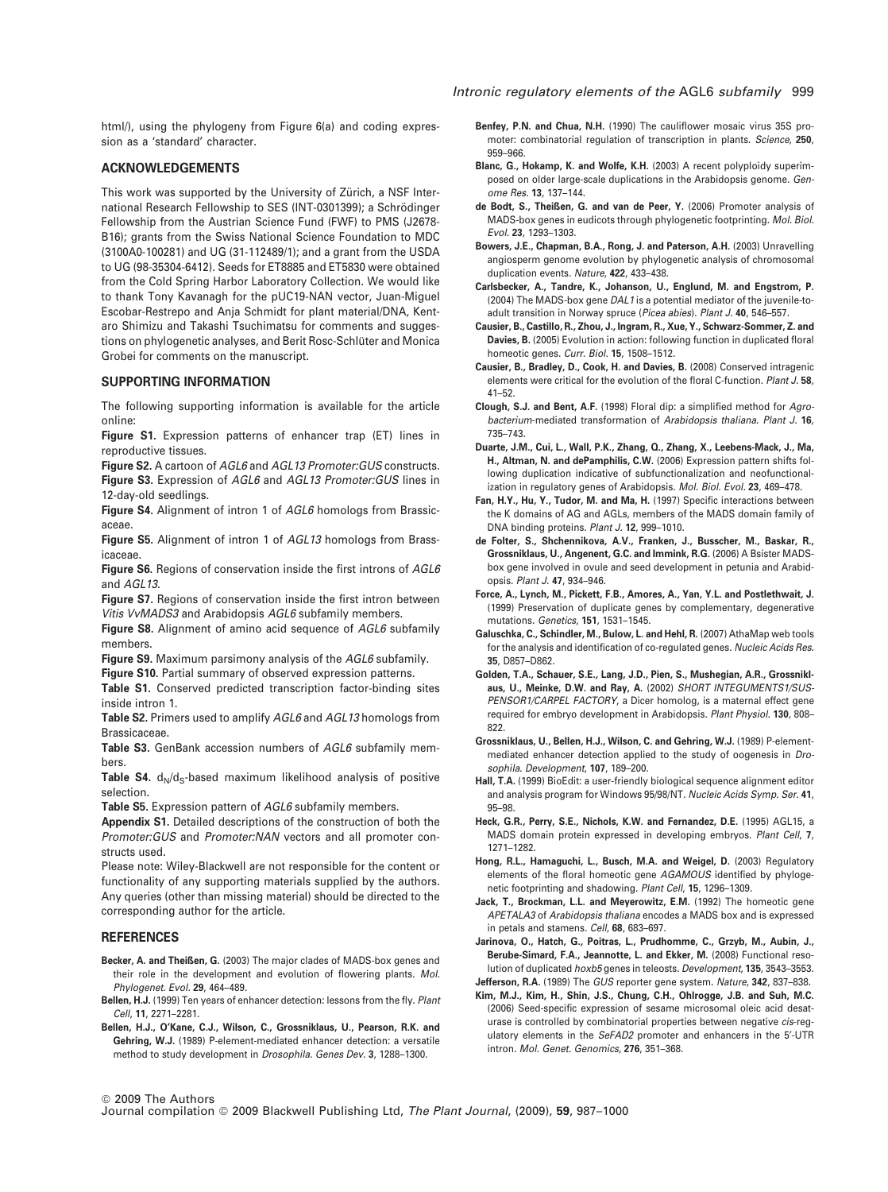html/), using the phylogeny from Figure 6(a) and coding expression as a 'standard' character.

## ACKNOWLEDGEMENTS

This work was supported by the University of Zürich, a NSF International Research Fellowship to SES (INT-0301399); a Schrödinger Fellowship from the Austrian Science Fund (FWF) to PMS (J2678-B16); grants from the Swiss National Science Foundation to MDC (3100A0-100281) and UG (31-112489/1); and a grant from the USDA to UG (98-35304-6412). Seeds for ET8885 and ET5830 were obtained from the Cold Spring Harbor Laboratory Collection. We would like to thank Tony Kavanagh for the pUC19-NAN vector, Juan-Miguel Escobar-Restrepo and Anja Schmidt for plant material/DNA, Kentaro Shimizu and Takashi Tsuchimatsu for comments and suggestions on phylogenetic analyses, and Berit Rosc-Schlüter and Monica Grobei for comments on the manuscript.

## SUPPORTING INFORMATION

The following supporting information is available for the article online:

**Figure S1.** Expression patterns of enhancer trap (ET) lines in reproductive tissues.

**Figure S2.** A cartoon of *AGL6* and *AGL13 Promoter:GUS* constructs.

**Figure S3.** Expression of *AGL6* and *AGL13 Promoter:GUS* lines in 12-day-old seedlings.

**Figure S4.** Alignment of intron 1 of *AGL6* homologs from Brassicaceae.

**Figure S5.** Alignment of intron 1 of *AGL13* homologs from Brassicaceae.

**Figure S6.** Regions of conservation inside the first introns of *AGL6* and *AGL13*.

**Figure S7.** Regions of conservation inside the first intron between *Vitis VvMADS3* and Arabidopsis *AGL6* subfamily members.

**Figure S8.** Alignment of amino acid sequence of *AGL6* subfamily members.

**Figure S9.** Maximum parsimony analysis of the *AGL6* subfamily.

**Figure S10.** Partial summary of observed expression patterns.

**Table S1.** Conserved predicted transcription factor-binding sites inside intron 1.

**Table S2.** Primers used to amplify *AGL6* and *AGL13* homologs from Brassicaceae.

**Table S3.** GenBank accession numbers of *AGL6* subfamily members.

**Table S4.** $d_N/d_S$-based maximum likelihood analysis of positive selection.

**Table S5.** Expression pattern of *AGL6* subfamily members.

**Appendix S1.** Detailed descriptions of the construction of both the *Promoter:GUS* and *Promoter:NAN* vectors and all promoter constructs used.

Please note: Wiley-Blackwell are not responsible for the content or functionality of any supporting materials supplied by the authors. Any queries (other than missing material) should be directed to the corresponding author for the article.

## REFERENCES

**Becker, A. and Theißen, G.** (2003) The major clades of MADS-box genes and their role in the development and evolution of flowering plants. *Mol. Phylogenet. Evol.* **29**, 464–489.

**Bellen, H.J.** (1999) Ten years of enhancer detection: lessons from the fly. *Plant Cell*, **11**, 2271–2281.

**Bellen, H.J., O'Kane, C.J., Wilson, C., Grossniklaus, U., Pearson, R.K. and Gehring, W.J.** (1989) P-element-mediated enhancer detection: a versatile method to study development in *Drosophila*. *Genes Dev.* **3**, 1288–1300.

**Benfey, P.N. and Chua, N.H.** (1990) The cauliflower mosaic virus 35S promoter: combinatorial regulation of transcription in plants. *Science*, **250**, 959–966.

**Blanc, G., Hokamp, K. and Wolfe, K.H.** (2003) A recent polyploidy superimposed on older large-scale duplications in the Arabidopsis genome. *Genome Res.* **13**, 137–144.

**de Bodt, S., Theißen, G. and van de Peer, Y.** (2006) Promoter analysis of MADS-box genes in eudicots through phylogenetic footprinting. *Mol. Biol. Evol.* **23**, 1293–1303.

**Bowers, J.E., Chapman, B.A., Rong, J. and Paterson, A.H.** (2003) Unravelling angiosperm genome evolution by phylogenetic analysis of chromosomal duplication events. *Nature*, **422**, 433–438.

**Carlsbecker, A., Tandre, K., Johanson, U., Englund, M. and Engstrom, P.** (2004) The MADS-box gene *DAL1* is a potential mediator of the juvenile-to-adult transition in Norway spruce (*Picea abies*). *Plant J.* **40**, 546–557.

**Causier, B., Castillo, R., Zhou, J., Ingram, R., Xue, Y., Schwarz-Sommer, Z. and Davies, B.** (2005) Evolution in action: following function in duplicated floral homeotic genes. *Curr. Biol.* **15**, 1508–1512.

**Causier, B., Bradley, D., Cook, H. and Davies, B.** (2008) Conserved intragenic elements were critical for the evolution of the floral C-function. *Plant J.* **58**, 41–52.

**Clough, S.J. and Bent, A.F.** (1998) Floral dip: a simplified method for *Agrobacterium*-mediated transformation of *Arabidopsis thaliana*. *Plant J.* **16**, 735–743.

**Duarte, J.M., Cui, L., Wall, P.K., Zhang, Q., Zhang, X., Leebens-Mack, J., Ma, H., Altman, N. and dePamphilis, C.W.** (2006) Expression pattern shifts following duplication indicative of subfunctionalization and neofunctionalization in regulatory genes of Arabidopsis. *Mol. Biol. Evol.* **23**, 469–478.

**Fan, H.Y., Hu, Y., Tudor, M. and Ma, H.** (1997) Specific interactions between the K domains of AG and AGLs, members of the MADS domain family of DNA binding proteins. *Plant J.* **12**, 999–1010.

**de Folter, S., Shchennikova, A.V., Franken, J., Busscher, M., Baskar, R., Grossniklaus, U., Angenent, G.C. and Immink, R.G.** (2006) A Bsister MADS-box gene involved in ovule and seed development in petunia and Arabidopsis. *Plant J.* **47**, 934–946.

**Force, A., Lynch, M., Pickett, F.B., Amores, A., Yan, Y.L. and Postlethwait, J.** (1999) Preservation of duplicate genes by complementary, degenerative mutations. *Genetics*, **151**, 1531–1545.

**Galuschka, C., Schindler, M., Bulow, L. and Hehl, R.** (2007) AthaMap web tools for the analysis and identification of co-regulated genes. *Nucleic Acids Res.* **35**, D857–D862.

**Golden, T.A., Schauer, S.E., Lang, J.D., Pien, S., Mushegian, A.R., Grossniklaus, U., Meinke, D.W. and Ray, A.** (2002) *SHORT INTEGUMENTS1/SUSPENSOR1/CARPEL FACTORY*, a Dicer homolog, is a maternal effect gene required for embryo development in Arabidopsis. *Plant Physiol.* **130**, 808–822.

**Grossniklaus, U., Bellen, H.J., Wilson, C. and Gehring, W.J.** (1989) P-element-mediated enhancer detection applied to the study of oogenesis in *Drosophila*. *Development*, **107**, 189–200.

**Hall, T.A.** (1999) BioEdit: a user-friendly biological sequence alignment editor and analysis program for Windows 95/98/NT. *Nucleic Acids Symp. Ser.* **41**, 95–98.

**Heck, G.R., Perry, S.E., Nichols, K.W. and Fernandez, D.E.** (1995) AGL15, a MADS domain protein expressed in developing embryos. *Plant Cell*, **7**, 1271–1282.

**Hong, R.L., Hamaguchi, L., Busch, M.A. and Weigel, D.** (2003) Regulatory elements of the floral homeotic gene *AGAMOUS* identified by phylogenetic footprinting and shadowing. *Plant Cell*, **15**, 1296–1309.

**Jack, T., Brockman, L.L. and Meyerowitz, E.M.** (1992) The homeotic gene *APETALA3* of *Arabidopsis thaliana* encodes a MADS box and is expressed in petals and stamens. *Cell*, **68**, 683–697.

**Jarinova, O., Hatch, G., Poitras, L., Prudhomme, C., Grzyb, M., Aubin, J., Berube-Simard, F.A., Jeannotte, L. and Ekker, M.** (2008) Functional resolution of duplicated *hoxb5* genes in teleosts. *Development*, **135**, 3543–3553.

**Jefferson, R.A.** (1989) The *GUS* reporter gene system. *Nature*, **342**, 837–838.

**Kim, M.J., Kim, H., Shin, J.S., Chung, C.H., Ohlrogge, J.B. and Suh, M.C.** (2006) Seed-specific expression of sesame microsomal oleic acid desaturase is controlled by combinatorial properties between negative *cis*-regulatory elements in the *SeFAD2* promoter and enhancers in the 5′-UTR intron. *Mol. Genet. Genomics*, **276**, 351–368.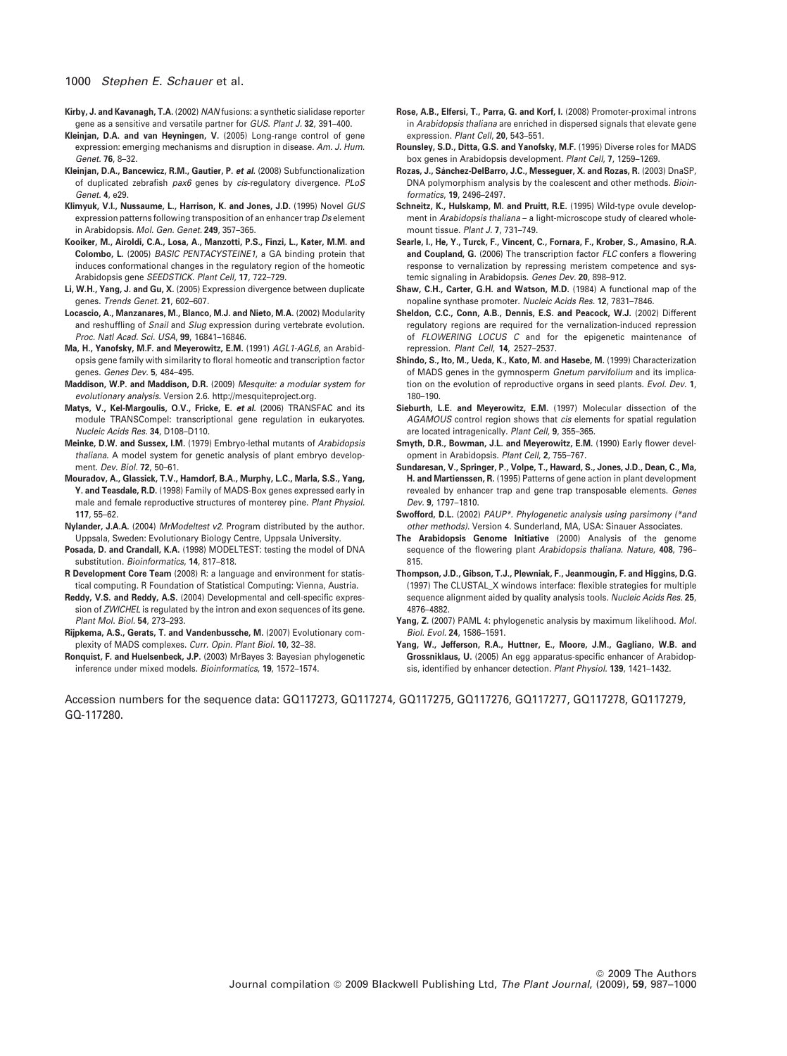**Kirby, J. and Kavanagh, T.A.** (2002) *NAN* fusions: a synthetic sialidase reporter gene as a sensitive and versatile partner for *GUS*. *Plant J*. **32**, 391–400.

**Kleinjan, D.A. and van Heyningen, V.** (2005) Long-range control of gene expression: emerging mechanisms and disruption in disease. *Am. J. Hum. Genet*. **76**, 8–32.

**Kleinjan, D.A., Bancewicz, R.M., Gautier, P.** ***et al.*** (2008) Subfunctionalization of duplicated zebrafish *pax6* genes by *cis*-regulatory divergence. *PLoS Genet*. **4**, e29.

**Klimyuk, V.I., Nussaume, L., Harrison, K. and Jones, J.D.** (1995) Novel *GUS* expression patterns following transposition of an enhancer trap *Ds* element in Arabidopsis. *Mol. Gen. Genet*. **249**, 357–365.

**Kooiker, M., Airoldi, C.A., Losa, A., Manzotti, P.S., Finzi, L., Kater, M.M. and Colombo, L.** (2005) *BASIC PENTACYSTEINE1*, a GA binding protein that induces conformational changes in the regulatory region of the homeotic Arabidopsis gene *SEEDSTICK*. *Plant Cell*, **17**, 722–729.

**Li, W.H., Yang, J. and Gu, X.** (2005) Expression divergence between duplicate genes. *Trends Genet*. **21**, 602–607.

**Locascio, A., Manzanares, M., Blanco, M.J. and Nieto, M.A.** (2002) Modularity and reshuffling of *Snail* and *Slug* expression during vertebrate evolution. *Proc. Natl Acad. Sci. USA*, **99**, 16841–16846.

**Ma, H., Yanofsky, M.F. and Meyerowitz, E.M.** (1991) *AGL1-AGL6*, an Arabidopsis gene family with similarity to floral homeotic and transcription factor genes. *Genes Dev*. **5**, 484–495.

**Maddison, W.P. and Maddison, D.R.** (2009) *Mesquite: a modular system for evolutionary analysis*. Version 2.6. http://mesquiteproject.org.

**Matys, V., Kel-Margoulis, O.V., Fricke, E.** ***et al.*** (2006) TRANSFAC and its module TRANSCompel: transcriptional gene regulation in eukaryotes. *Nucleic Acids Res*. **34**, D108–D110.

**Meinke, D.W. and Sussex, I.M.** (1979) Embryo-lethal mutants of *Arabidopsis thaliana*. A model system for genetic analysis of plant embryo development. *Dev. Biol*. **72**, 50–61.

**Mouradov, A., Glassick, T.V., Hamdorf, B.A., Murphy, L.C., Marla, S.S., Yang, Y. and Teasdale, R.D.** (1998) Family of MADS-Box genes expressed early in male and female reproductive structures of monterey pine. *Plant Physiol*. **117**, 55–62.

**Nylander, J.A.A.** (2004) *MrModeltest v2*. Program distributed by the author. Uppsala, Sweden: Evolutionary Biology Centre, Uppsala University.

**Posada, D. and Crandall, K.A.** (1998) MODELTEST: testing the model of DNA substitution. *Bioinformatics*, **14**, 817–818.

**R Development Core Team** (2008) R: a language and environment for statistical computing. R Foundation of Statistical Computing: Vienna, Austria.

**Reddy, V.S. and Reddy, A.S.** (2004) Developmental and cell-specific expression of *ZWICHEL* is regulated by the intron and exon sequences of its gene. *Plant Mol. Biol*. **54**, 273–293.

**Rijpkema, A.S., Gerats, T. and Vandenbussche, M.** (2007) Evolutionary complexity of MADS complexes. *Curr. Opin. Plant Biol*. **10**, 32–38.

**Ronquist, F. and Huelsenbeck, J.P.** (2003) MrBayes 3: Bayesian phylogenetic inference under mixed models. *Bioinformatics*, **19**, 1572–1574.

**Rose, A.B., Elfersi, T., Parra, G. and Korf, I.** (2008) Promoter-proximal introns in *Arabidopsis thaliana* are enriched in dispersed signals that elevate gene expression. *Plant Cell*, **20**, 543–551.

**Rounsley, S.D., Ditta, G.S. and Yanofsky, M.F.** (1995) Diverse roles for MADS box genes in Arabidopsis development. *Plant Cell*, **7**, 1259–1269.

**Rozas, J., Sánchez-DelBarro, J.C., Messeguer, X. and Rozas, R.** (2003) DnaSP, DNA polymorphism analysis by the coalescent and other methods. *Bioinformatics*, **19**, 2496–2497.

**Schneitz, K., Hulskamp, M. and Pruitt, R.E.** (1995) Wild-type ovule development in *Arabidopsis thaliana* – a light-microscope study of cleared whole-mount tissue. *Plant J*. **7**, 731–749.

**Searle, I., He, Y., Turck, F., Vincent, C., Fornara, F., Krober, S., Amasino, R.A. and Coupland, G.** (2006) The transcription factor *FLC* confers a flowering response to vernalization by repressing meristem competence and systemic signaling in Arabidopsis. *Genes Dev*. **20**, 898–912.

**Shaw, C.H., Carter, G.H. and Watson, M.D.** (1984) A functional map of the nopaline synthase promoter. *Nucleic Acids Res*. **12**, 7831–7846.

**Sheldon, C.C., Conn, A.B., Dennis, E.S. and Peacock, W.J.** (2002) Different regulatory regions are required for the vernalization-induced repression of *FLOWERING LOCUS C* and for the epigenetic maintenance of repression. *Plant Cell*, **14**, 2527–2537.

**Shindo, S., Ito, M., Ueda, K., Kato, M. and Hasebe, M.** (1999) Characterization of MADS genes in the gymnosperm *Gnetum parvifolium* and its implication on the evolution of reproductive organs in seed plants. *Evol. Dev*. **1**, 180–190.

**Sieburth, L.E. and Meyerowitz, E.M.** (1997) Molecular dissection of the *AGAMOUS* control region shows that *cis* elements for spatial regulation are located intragenically. *Plant Cell*, **9**, 355–365.

**Smyth, D.R., Bowman, J.L. and Meyerowitz, E.M.** (1990) Early flower development in Arabidopsis. *Plant Cell*, **2**, 755–767.

**Sundaresan, V., Springer, P., Volpe, T., Haward, S., Jones, J.D., Dean, C., Ma, H. and Martienssen, R.** (1995) Patterns of gene action in plant development revealed by enhancer trap and gene trap transposable elements. *Genes Dev*. **9**, 1797–1810.

**Swofford, D.L.** (2002) *PAUP\*. Phylogenetic analysis using parsimony (\*and other methods)*. Version 4. Sunderland, MA, USA: Sinauer Associates.

**The Arabidopsis Genome Initiative** (2000) Analysis of the genome sequence of the flowering plant *Arabidopsis thaliana*. *Nature*, **408**, 796–815.

**Thompson, J.D., Gibson, T.J., Plewniak, F., Jeanmougin, F. and Higgins, D.G.** (1997) The CLUSTAL_X windows interface: flexible strategies for multiple sequence alignment aided by quality analysis tools. *Nucleic Acids Res*. **25**, 4876–4882.

**Yang, Z.** (2007) PAML 4: phylogenetic analysis by maximum likelihood. *Mol. Biol. Evol*. **24**, 1586–1591.

**Yang, W., Jefferson, R.A., Huttner, E., Moore, J.M., Gagliano, W.B. and Grossniklaus, U.** (2005) An egg apparatus-specific enhancer of Arabidopsis, identified by enhancer detection. *Plant Physiol*. **139**, 1421–1432.

Accession numbers for the sequence data: GQ117273, GQ117274, GQ117275, GQ117276, GQ117277, GQ117278, GQ117279, GQ-117280.